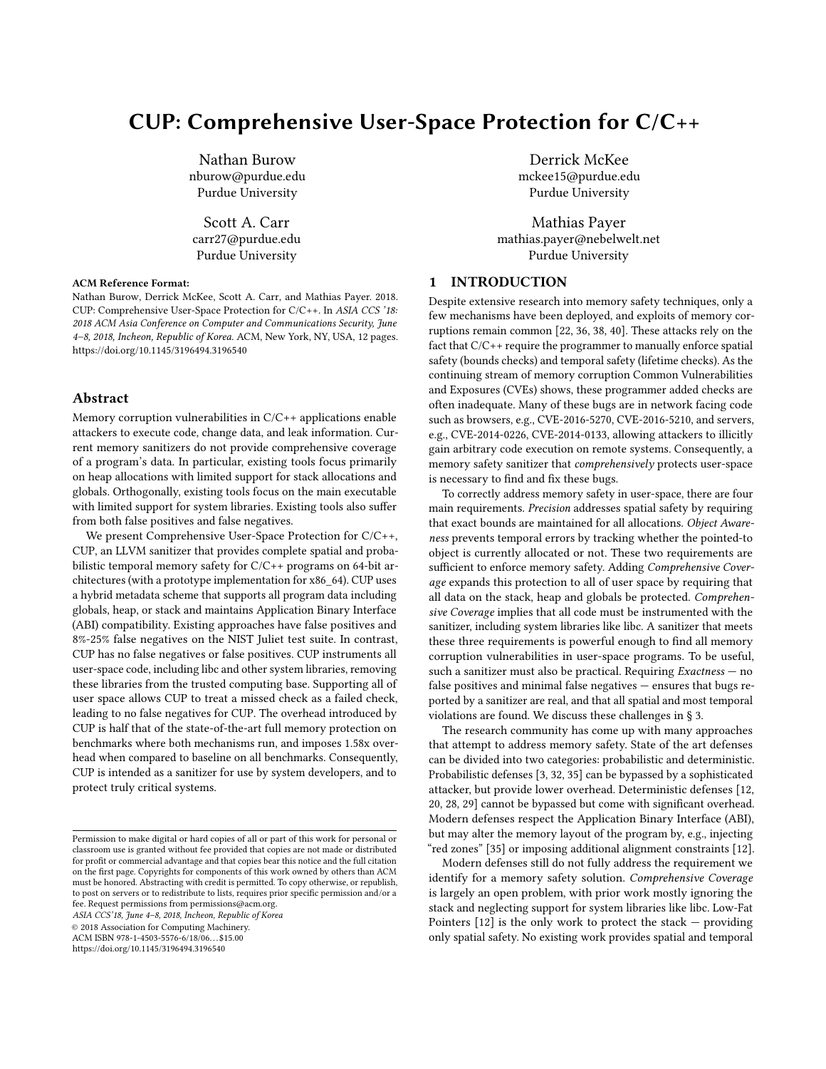# CUP: Comprehensive User-Space Protection for C/C++

Nathan Burow
nburow@purdue.edu
Purdue University

Derrick McKee
mckee15@purdue.edu
Purdue University

Scott A. Carr
carr27@purdue.edu
Purdue University

Mathias Payer
mathias.payer@nebelwelt.net
Purdue University

**ACM Reference Format:**
Nathan Burow, Derrick McKee, Scott A. Carr, and Mathias Payer. 2018. CUP: Comprehensive User-Space Protection for C/C++. In *ASIA CCS '18: 2018 ACM Asia Conference on Computer and Communications Security, June 4–8, 2018, Incheon, Republic of Korea.* ACM, New York, NY, USA, 12 pages. https://doi.org/10.1145/3196494.3196540

## Abstract

Memory corruption vulnerabilities in C/C++ applications enable attackers to execute code, change data, and leak information. Current memory sanitizers do not provide comprehensive coverage of a program's data. In particular, existing tools focus primarily on heap allocations with limited support for stack allocations and globals. Orthogonally, existing tools focus on the main executable with limited support for system libraries. Existing tools also suffer from both false positives and false negatives.

We present Comprehensive User-Space Protection for C/C++, CUP, an LLVM sanitizer that provides complete spatial and probabilistic temporal memory safety for C/C++ programs on 64-bit architectures (with a prototype implementation for x86_64). CUP uses a hybrid metadata scheme that supports all program data including globals, heap, or stack and maintains Application Binary Interface (ABI) compatibility. Existing approaches have false positives and 8%-25% false negatives on the NIST Juliet test suite. In contrast, CUP has no false negatives or false positives. CUP instruments all user-space code, including libc and other system libraries, removing these libraries from the trusted computing base. Supporting all of user space allows CUP to treat a missed check as a failed check, leading to no false negatives for CUP. The overhead introduced by CUP is half that of the state-of-the-art full memory protection on benchmarks where both mechanisms run, and imposes 1.58x overhead when compared to baseline on all benchmarks. Consequently, CUP is intended as a sanitizer for use by system developers, and to protect truly critical systems.

Permission to make digital or hard copies of all or part of this work for personal or classroom use is granted without fee provided that copies are not made or distributed for profit or commercial advantage and that copies bear this notice and the full citation on the first page. Copyrights for components of this work owned by others than ACM must be honored. Abstracting with credit is permitted. To copy otherwise, or republish, to post on servers or to redistribute to lists, requires prior specific permission and/or a fee. Request permissions from permissions@acm.org.
*ASIA CCS'18, June 4–8, 2018, Incheon, Republic of Korea*
© 2018 Association for Computing Machinery.
ACM ISBN 978-1-4503-5576-6/18/06…$15.00
https://doi.org/10.1145/3196494.3196540

## 1 INTRODUCTION

Despite extensive research into memory safety techniques, only a few mechanisms have been deployed, and exploits of memory corruptions remain common [22, 36, 38, 40]. These attacks rely on the fact that C/C++ require the programmer to manually enforce spatial safety (bounds checks) and temporal safety (lifetime checks). As the continuing stream of memory corruption Common Vulnerabilities and Exposures (CVEs) shows, these programmer added checks are often inadequate. Many of these bugs are in network facing code such as browsers, e.g., CVE-2016-5270, CVE-2016-5210, and servers, e.g., CVE-2014-0226, CVE-2014-0133, allowing attackers to illicitly gain arbitrary code execution on remote systems. Consequently, a memory safety sanitizer that *comprehensively* protects user-space is necessary to find and fix these bugs.

To correctly address memory safety in user-space, there are four main requirements. *Precision* addresses spatial safety by requiring that exact bounds are maintained for all allocations. *Object Awareness* prevents temporal errors by tracking whether the pointed-to object is currently allocated or not. These two requirements are sufficient to enforce memory safety. Adding *Comprehensive Coverage* expands this protection to all of user space by requiring that all data on the stack, heap and globals be protected. *Comprehensive Coverage* implies that all code must be instrumented with the sanitizer, including system libraries like libc. A sanitizer that meets these three requirements is powerful enough to find all memory corruption vulnerabilities in user-space programs. To be useful, such a sanitizer must also be practical. Requiring *Exactness* — no false positives and minimal false negatives — ensures that bugs reported by a sanitizer are real, and that all spatial and most temporal violations are found. We discuss these challenges in § 3.

The research community has come up with many approaches that attempt to address memory safety. State of the art defenses can be divided into two categories: probabilistic and deterministic. Probabilistic defenses [3, 32, 35] can be bypassed by a sophisticated attacker, but provide lower overhead. Deterministic defenses [12, 20, 28, 29] cannot be bypassed but come with significant overhead. Modern defenses respect the Application Binary Interface (ABI), but may alter the memory layout of the program by, e.g., injecting "red zones" [35] or imposing additional alignment constraints [12].

Modern defenses still do not fully address the requirement we identify for a memory safety solution. *Comprehensive Coverage* is largely an open problem, with prior work mostly ignoring the stack and neglecting support for system libraries like libc. Low-Fat Pointers [12] is the only work to protect the stack — providing only spatial safety. No existing work provides spatial and temporal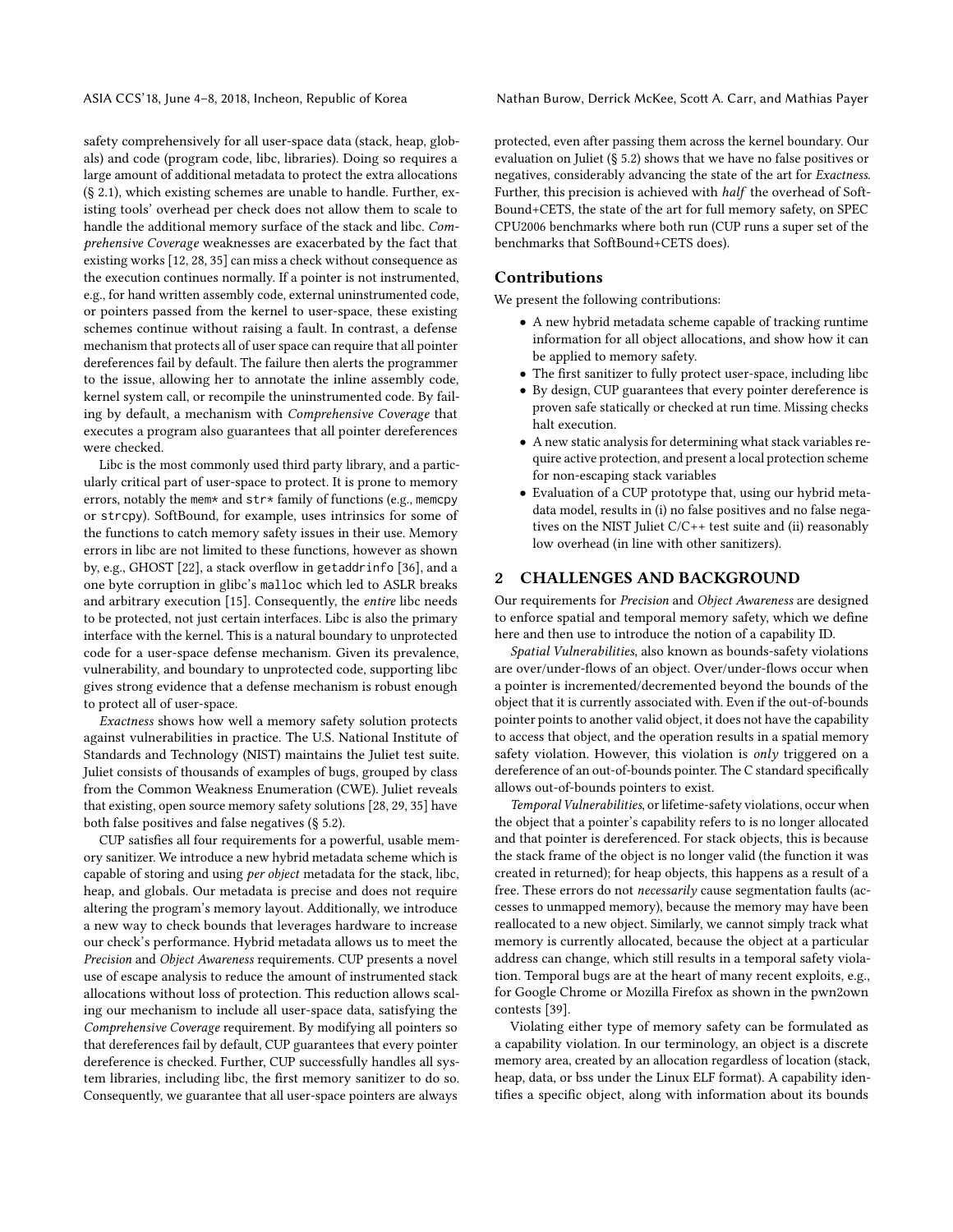safety comprehensively for all user-space data (stack, heap, globals) and code (program code, libc, libraries). Doing so requires a large amount of additional metadata to protect the extra allocations (§ 2.1), which existing schemes are unable to handle. Further, existing tools' overhead per check does not allow them to scale to handle the additional memory surface of the stack and libc. *Comprehensive Coverage* weaknesses are exacerbated by the fact that existing works [12, 28, 35] can miss a check without consequence as the execution continues normally. If a pointer is not instrumented, e.g., for hand written assembly code, external uninstrumented code, or pointers passed from the kernel to user-space, these existing schemes continue without raising a fault. In contrast, a defense mechanism that protects all of user space can require that all pointer dereferences fail by default. The failure then alerts the programmer to the issue, allowing her to annotate the inline assembly code, kernel system call, or recompile the uninstrumented code. By failing by default, a mechanism with *Comprehensive Coverage* that executes a program also guarantees that all pointer dereferences were checked.

Libc is the most commonly used third party library, and a particularly critical part of user-space to protect. It is prone to memory errors, notably the `mem*` and `str*` family of functions (e.g., `memcpy` or `strcpy`). SoftBound, for example, uses intrinsics for some of the functions to catch memory safety issues in their use. Memory errors in libc are not limited to these functions, however as shown by, e.g., GHOST [22], a stack overflow in `getaddrinfo` [36], and a one byte corruption in glibc's `malloc` which led to ASLR breaks and arbitrary execution [15]. Consequently, the *entire* libc needs to be protected, not just certain interfaces. Libc is also the primary interface with the kernel. This is a natural boundary to unprotected code for a user-space defense mechanism. Given its prevalence, vulnerability, and boundary to unprotected code, supporting libc gives strong evidence that a defense mechanism is robust enough to protect all of user-space.

*Exactness* shows how well a memory safety solution protects against vulnerabilities in practice. The U.S. National Institute of Standards and Technology (NIST) maintains the Juliet test suite. Juliet consists of thousands of examples of bugs, grouped by class from the Common Weakness Enumeration (CWE). Juliet reveals that existing, open source memory safety solutions [28, 29, 35] have both false positives and false negatives (§ 5.2).

CUP satisfies all four requirements for a powerful, usable memory sanitizer. We introduce a new hybrid metadata scheme which is capable of storing and using *per object* metadata for the stack, libc, heap, and globals. Our metadata is precise and does not require altering the program's memory layout. Additionally, we introduce a new way to check bounds that leverages hardware to increase our check's performance. Hybrid metadata allows us to meet the *Precision* and *Object Awareness* requirements. CUP presents a novel use of escape analysis to reduce the amount of instrumented stack allocations without loss of protection. This reduction allows scaling our mechanism to include all user-space data, satisfying the *Comprehensive Coverage* requirement. By modifying all pointers so that dereferences fail by default, CUP guarantees that every pointer dereference is checked. Further, CUP successfully handles all system libraries, including libc, the first memory sanitizer to do so. Consequently, we guarantee that all user-space pointers are always protected, even after passing them across the kernel boundary. Our evaluation on Juliet (§ 5.2) shows that we have no false positives or negatives, considerably advancing the state of the art for *Exactness*. Further, this precision is achieved with *half* the overhead of SoftBound+CETS, the state of the art for full memory safety, on SPEC CPU2006 benchmarks where both run (CUP runs a super set of the benchmarks that SoftBound+CETS does).

## Contributions

We present the following contributions:

- A new hybrid metadata scheme capable of tracking runtime information for all object allocations, and show how it can be applied to memory safety.
- The first sanitizer to fully protect user-space, including libc
- By design, CUP guarantees that every pointer dereference is proven safe statically or checked at run time. Missing checks halt execution.
- A new static analysis for determining what stack variables require active protection, and present a local protection scheme for non-escaping stack variables
- Evaluation of a CUP prototype that, using our hybrid metadata model, results in (i) no false positives and no false negatives on the NIST Juliet C/C++ test suite and (ii) reasonably low overhead (in line with other sanitizers).

## 2 CHALLENGES AND BACKGROUND

Our requirements for *Precision* and *Object Awareness* are designed to enforce spatial and temporal memory safety, which we define here and then use to introduce the notion of a capability ID.

*Spatial Vulnerabilities*, also known as bounds-safety violations are over/under-flows of an object. Over/under-flows occur when a pointer is incremented/decremented beyond the bounds of the object that it is currently associated with. Even if the out-of-bounds pointer points to another valid object, it does not have the capability to access that object, and the operation results in a spatial memory safety violation. However, this violation is *only* triggered on a dereference of an out-of-bounds pointer. The C standard specifically allows out-of-bounds pointers to exist.

*Temporal Vulnerabilities*, or lifetime-safety violations, occur when the object that a pointer's capability refers to is no longer allocated and that pointer is dereferenced. For stack objects, this is because the stack frame of the object is no longer valid (the function it was created in returned); for heap objects, this happens as a result of a free. These errors do not *necessarily* cause segmentation faults (accesses to unmapped memory), because the memory may have been reallocated to a new object. Similarly, we cannot simply track what memory is currently allocated, because the object at a particular address can change, which still results in a temporal safety violation. Temporal bugs are at the heart of many recent exploits, e.g., for Google Chrome or Mozilla Firefox as shown in the pwn2own contests [39].

Violating either type of memory safety can be formulated as a capability violation. In our terminology, an object is a discrete memory area, created by an allocation regardless of location (stack, heap, data, or bss under the Linux ELF format). A capability identifies a specific object, along with information about its bounds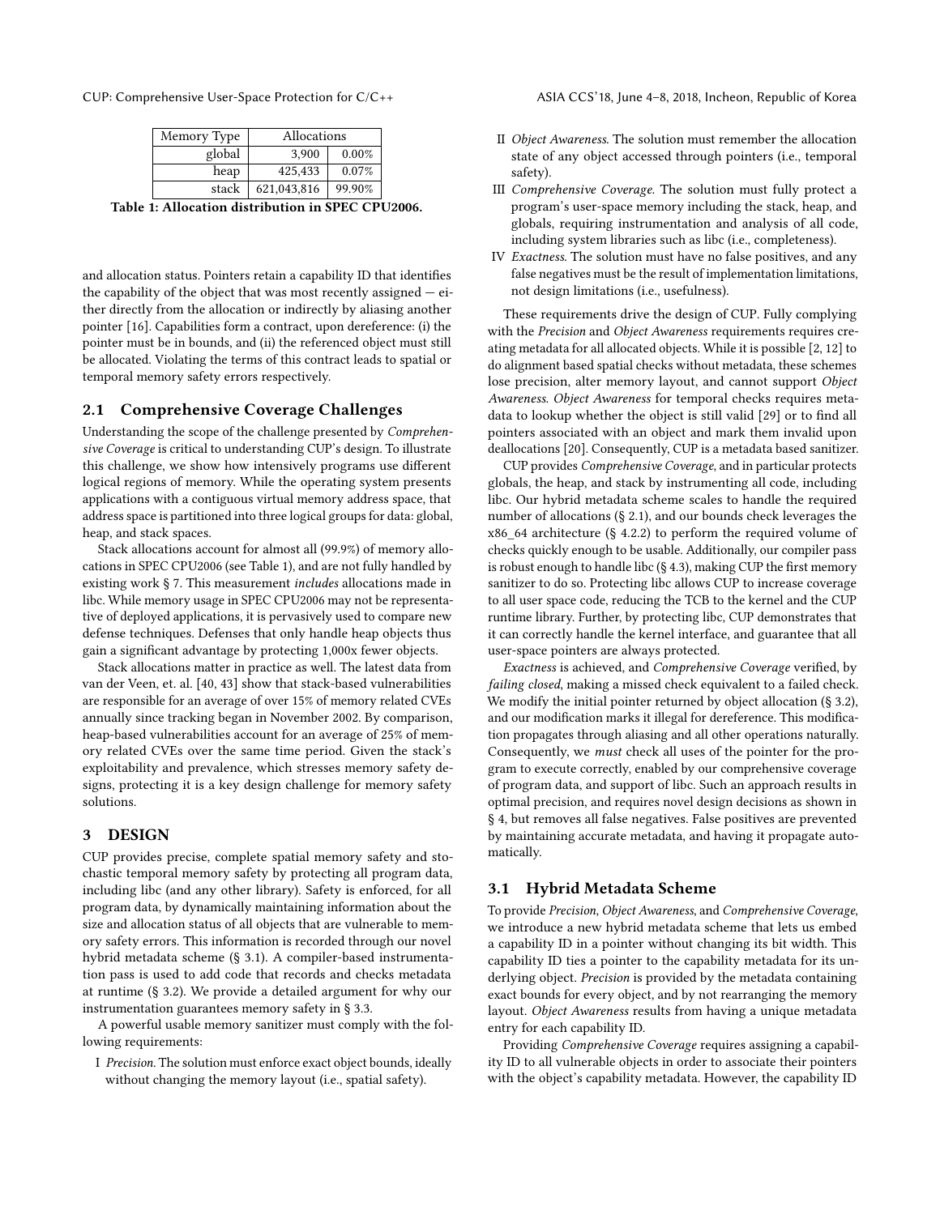| Memory Type | Allocations | |
|---|---|---|
| global | 3,900 | 0.00% |
| heap | 425,433 | 0.07% |
| stack | 621,043,816 | 99.90% |

**Table 1: Allocation distribution in SPEC CPU2006.**

and allocation status. Pointers retain a capability ID that identifies the capability of the object that was most recently assigned — either directly from the allocation or indirectly by aliasing another pointer [16]. Capabilities form a contract, upon dereference: (i) the pointer must be in bounds, and (ii) the referenced object must still be allocated. Violating the terms of this contract leads to spatial or temporal memory safety errors respectively.

## 2.1 Comprehensive Coverage Challenges

Understanding the scope of the challenge presented by *Comprehensive Coverage* is critical to understanding CUP's design. To illustrate this challenge, we show how intensively programs use different logical regions of memory. While the operating system presents applications with a contiguous virtual memory address space, that address space is partitioned into three logical groups for data: global, heap, and stack spaces.

Stack allocations account for almost all (99.9%) of memory allocations in SPEC CPU2006 (see Table 1), and are not fully handled by existing work § 7. This measurement *includes* allocations made in libc. While memory usage in SPEC CPU2006 may not be representative of deployed applications, it is pervasively used to compare new defense techniques. Defenses that only handle heap objects thus gain a significant advantage by protecting 1,000x fewer objects.

Stack allocations matter in practice as well. The latest data from van der Veen, et. al. [40, 43] show that stack-based vulnerabilities are responsible for an average of over 15% of memory related CVEs annually since tracking began in November 2002. By comparison, heap-based vulnerabilities account for an average of 25% of memory related CVEs over the same time period. Given the stack's exploitability and prevalence, which stresses memory safety designs, protecting it is a key design challenge for memory safety solutions.

# 3 DESIGN

CUP provides precise, complete spatial memory safety and stochastic temporal memory safety by protecting all program data, including libc (and any other library). Safety is enforced, for all program data, by dynamically maintaining information about the size and allocation status of all objects that are vulnerable to memory safety errors. This information is recorded through our novel hybrid metadata scheme (§ 3.1). A compiler-based instrumentation pass is used to add code that records and checks metadata at runtime (§ 3.2). We provide a detailed argument for why our instrumentation guarantees memory safety in § 3.3.

A powerful usable memory sanitizer must comply with the following requirements:

- I *Precision*. The solution must enforce exact object bounds, ideally without changing the memory layout (i.e., spatial safety).
- II *Object Awareness*. The solution must remember the allocation state of any object accessed through pointers (i.e., temporal safety).
- III *Comprehensive Coverage*. The solution must fully protect a program's user-space memory including the stack, heap, and globals, requiring instrumentation and analysis of all code, including system libraries such as libc (i.e., completeness).
- IV *Exactness*. The solution must have no false positives, and any false negatives must be the result of implementation limitations, not design limitations (i.e., usefulness).

These requirements drive the design of CUP. Fully complying with the *Precision* and *Object Awareness* requirements requires creating metadata for all allocated objects. While it is possible [2, 12] to do alignment based spatial checks without metadata, these schemes lose precision, alter memory layout, and cannot support *Object Awareness*. *Object Awareness* for temporal checks requires metadata to lookup whether the object is still valid [29] or to find all pointers associated with an object and mark them invalid upon deallocations [20]. Consequently, CUP is a metadata based sanitizer.

CUP provides *Comprehensive Coverage*, and in particular protects globals, the heap, and stack by instrumenting all code, including libc. Our hybrid metadata scheme scales to handle the required number of allocations (§ 2.1), and our bounds check leverages the x86_64 architecture (§ 4.2.2) to perform the required volume of checks quickly enough to be usable. Additionally, our compiler pass is robust enough to handle libc (§ 4.3), making CUP the first memory sanitizer to do so. Protecting libc allows CUP to increase coverage to all user space code, reducing the TCB to the kernel and the CUP runtime library. Further, by protecting libc, CUP demonstrates that it can correctly handle the kernel interface, and guarantee that all user-space pointers are always protected.

*Exactness* is achieved, and *Comprehensive Coverage* verified, by *failing closed*, making a missed check equivalent to a failed check. We modify the initial pointer returned by object allocation (§ 3.2), and our modification marks it illegal for dereference. This modification propagates through aliasing and all other operations naturally. Consequently, we *must* check all uses of the pointer for the program to execute correctly, enabled by our comprehensive coverage of program data, and support of libc. Such an approach results in optimal precision, and requires novel design decisions as shown in § 4, but removes all false negatives. False positives are prevented by maintaining accurate metadata, and having it propagate automatically.

## 3.1 Hybrid Metadata Scheme

To provide *Precision*, *Object Awareness*, and *Comprehensive Coverage*, we introduce a new hybrid metadata scheme that lets us embed a capability ID in a pointer without changing its bit width. This capability ID ties a pointer to the capability metadata for its underlying object. *Precision* is provided by the metadata containing exact bounds for every object, and by not rearranging the memory layout. *Object Awareness* results from having a unique metadata entry for each capability ID.

Providing *Comprehensive Coverage* requires assigning a capability ID to all vulnerable objects in order to associate their pointers with the object's capability metadata. However, the capability ID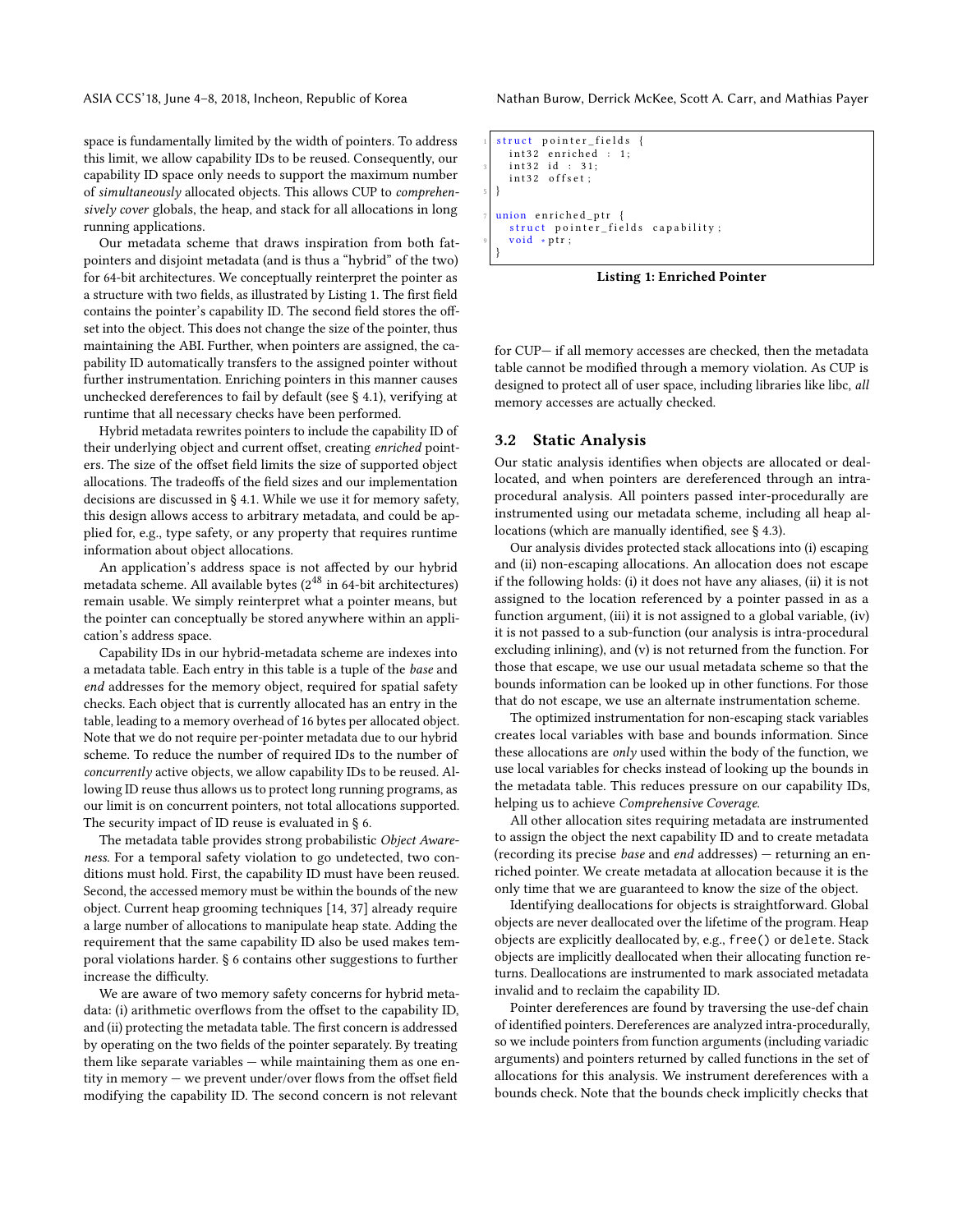space is fundamentally limited by the width of pointers. To address this limit, we allow capability IDs to be reused. Consequently, our capability ID space only needs to support the maximum number of *simultaneously* allocated objects. This allows CUP to *comprehensively cover* globals, the heap, and stack for all allocations in long running applications.

Our metadata scheme that draws inspiration from both fat-pointers and disjoint metadata (and is thus a "hybrid" of the two) for 64-bit architectures. We conceptually reinterpret the pointer as a structure with two fields, as illustrated by Listing 1. The first field contains the pointer's capability ID. The second field stores the offset into the object. This does not change the size of the pointer, thus maintaining the ABI. Further, when pointers are assigned, the capability ID automatically transfers to the assigned pointer without further instrumentation. Enriching pointers in this manner causes unchecked dereferences to fail by default (see § 4.1), verifying at runtime that all necessary checks have been performed.

Hybrid metadata rewrites pointers to include the capability ID of their underlying object and current offset, creating *enriched* pointers. The size of the offset field limits the size of supported object allocations. The tradeoffs of the field sizes and our implementation decisions are discussed in § 4.1. While we use it for memory safety, this design allows access to arbitrary metadata, and could be applied for, e.g., type safety, or any property that requires runtime information about object allocations.

An application's address space is not affected by our hybrid metadata scheme. All available bytes ($2^{48}$ in 64-bit architectures) remain usable. We simply reinterpret what a pointer means, but the pointer can conceptually be stored anywhere within an application's address space.

Capability IDs in our hybrid-metadata scheme are indexes into a metadata table. Each entry in this table is a tuple of the *base* and *end* addresses for the memory object, required for spatial safety checks. Each object that is currently allocated has an entry in the table, leading to a memory overhead of 16 bytes per allocated object. Note that we do not require per-pointer metadata due to our hybrid scheme. To reduce the number of required IDs to the number of *concurrently* active objects, we allow capability IDs to be reused. Allowing ID reuse thus allows us to protect long running programs, as our limit is on concurrent pointers, not total allocations supported. The security impact of ID reuse is evaluated in § 6.

The metadata table provides strong probabilistic *Object Awareness*. For a temporal safety violation to go undetected, two conditions must hold. First, the capability ID must have been reused. Second, the accessed memory must be within the bounds of the new object. Current heap grooming techniques [14, 37] already require a large number of allocations to manipulate heap state. Adding the requirement that the same capability ID also be used makes temporal violations harder. § 6 contains other suggestions to further increase the difficulty.

We are aware of two memory safety concerns for hybrid metadata: (i) arithmetic overflows from the offset to the capability ID, and (ii) protecting the metadata table. The first concern is addressed by operating on the two fields of the pointer separately. By treating them like separate variables — while maintaining them as one entity in memory — we prevent under/over flows from the offset field modifying the capability ID. The second concern is not relevant for CUP— if all memory accesses are checked, then the metadata table cannot be modified through a memory violation. As CUP is designed to protect all of user space, including libraries like libc, *all* memory accesses are actually checked.

```
struct pointer_fields {
  int32 enriched : 1;
  int32 id : 31;
  int32 offset;
}

union enriched_ptr {
  struct pointer_fields capability;
  void *ptr;
}
```

**Listing 1: Enriched Pointer**

## 3.2 Static Analysis

Our static analysis identifies when objects are allocated or deallocated, and when pointers are dereferenced through an intra-procedural analysis. All pointers passed inter-procedurally are instrumented using our metadata scheme, including all heap allocations (which are manually identified, see § 4.3).

Our analysis divides protected stack allocations into (i) escaping and (ii) non-escaping allocations. An allocation does not escape if the following holds: (i) it does not have any aliases, (ii) it is not assigned to the location referenced by a pointer passed in as a function argument, (iii) it is not assigned to a global variable, (iv) it is not passed to a sub-function (our analysis is intra-procedural excluding inlining), and (v) is not returned from the function. For those that escape, we use our usual metadata scheme so that the bounds information can be looked up in other functions. For those that do not escape, we use an alternate instrumentation scheme.

The optimized instrumentation for non-escaping stack variables creates local variables with base and bounds information. Since these allocations are *only* used within the body of the function, we use local variables for checks instead of looking up the bounds in the metadata table. This reduces pressure on our capability IDs, helping us to achieve *Comprehensive Coverage*.

All other allocation sites requiring metadata are instrumented to assign the object the next capability ID and to create metadata (recording its precise *base* and *end* addresses) — returning an enriched pointer. We create metadata at allocation because it is the only time that we are guaranteed to know the size of the object.

Identifying deallocations for objects is straightforward. Global objects are never deallocated over the lifetime of the program. Heap objects are explicitly deallocated by, e.g., `free()` or `delete`. Stack objects are implicitly deallocated when their allocating function returns. Deallocations are instrumented to mark associated metadata invalid and to reclaim the capability ID.

Pointer dereferences are found by traversing the use-def chain of identified pointers. Dereferences are analyzed intra-procedurally, so we include pointers from function arguments (including variadic arguments) and pointers returned by called functions in the set of allocations for this analysis. We instrument dereferences with a bounds check. Note that the bounds check implicitly checks that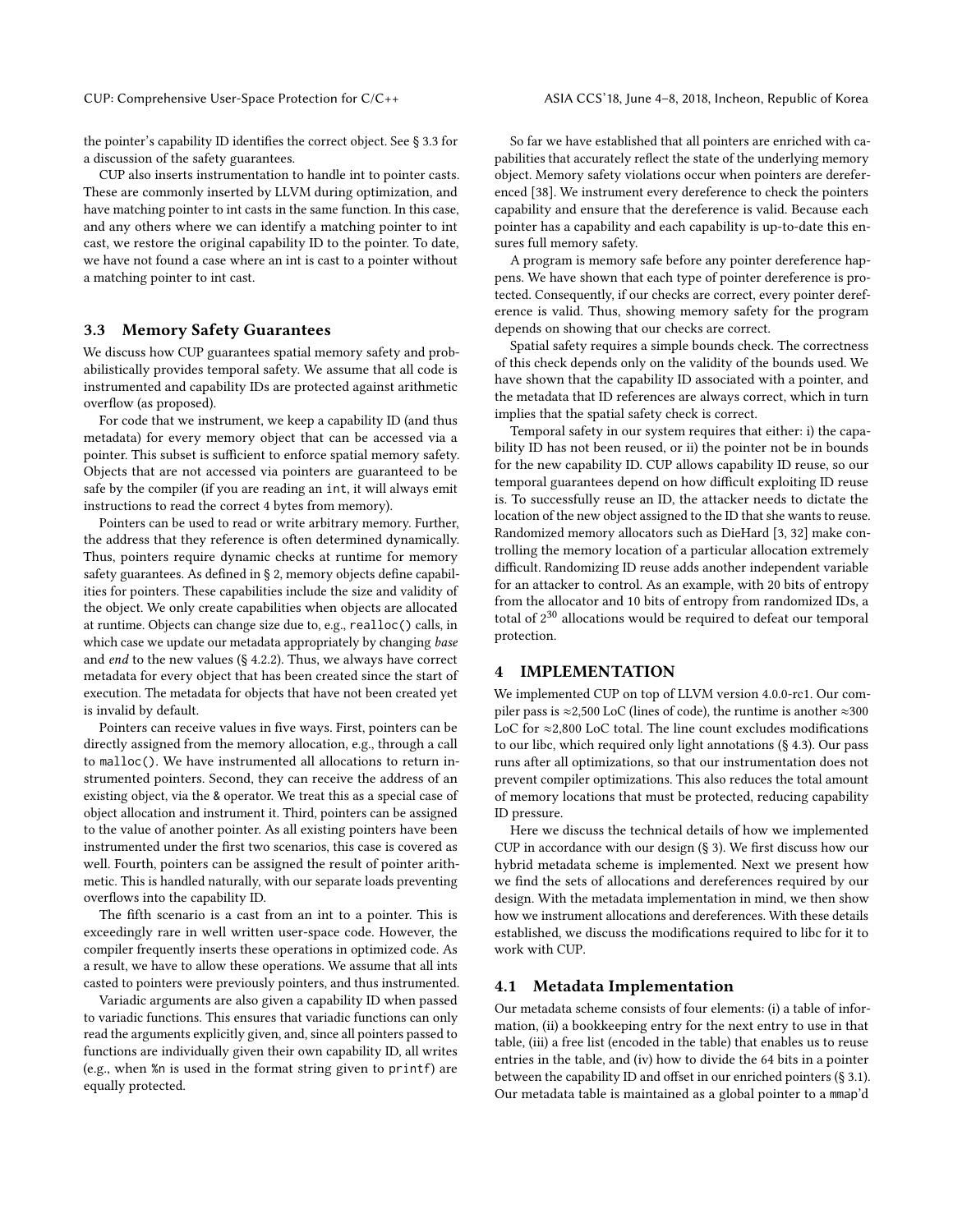the pointer's capability ID identifies the correct object. See § 3.3 for a discussion of the safety guarantees.

CUP also inserts instrumentation to handle int to pointer casts. These are commonly inserted by LLVM during optimization, and have matching pointer to int casts in the same function. In this case, and any others where we can identify a matching pointer to int cast, we restore the original capability ID to the pointer. To date, we have not found a case where an int is cast to a pointer without a matching pointer to int cast.

### 3.3 Memory Safety Guarantees

We discuss how CUP guarantees spatial memory safety and probabilistically provides temporal safety. We assume that all code is instrumented and capability IDs are protected against arithmetic overflow (as proposed).

For code that we instrument, we keep a capability ID (and thus metadata) for every memory object that can be accessed via a pointer. This subset is sufficient to enforce spatial memory safety. Objects that are not accessed via pointers are guaranteed to be safe by the compiler (if you are reading an `int`, it will always emit instructions to read the correct 4 bytes from memory).

Pointers can be used to read or write arbitrary memory. Further, the address that they reference is often determined dynamically. Thus, pointers require dynamic checks at runtime for memory safety guarantees. As defined in § 2, memory objects define capabilities for pointers. These capabilities include the size and validity of the object. We only create capabilities when objects are allocated at runtime. Objects can change size due to, e.g., `realloc()` calls, in which case we update our metadata appropriately by changing *base* and *end* to the new values (§ 4.2.2). Thus, we always have correct metadata for every object that has been created since the start of execution. The metadata for objects that have not been created yet is invalid by default.

Pointers can receive values in five ways. First, pointers can be directly assigned from the memory allocation, e.g., through a call to `malloc()`. We have instrumented all allocations to return instrumented pointers. Second, they can receive the address of an existing object, via the & operator. We treat this as a special case of object allocation and instrument it. Third, pointers can be assigned to the value of another pointer. As all existing pointers have been instrumented under the first two scenarios, this case is covered as well. Fourth, pointers can be assigned the result of pointer arithmetic. This is handled naturally, with our separate loads preventing overflows into the capability ID.

The fifth scenario is a cast from an int to a pointer. This is exceedingly rare in well written user-space code. However, the compiler frequently inserts these operations in optimized code. As a result, we have to allow these operations. We assume that all ints casted to pointers were previously pointers, and thus instrumented.

Variadic arguments are also given a capability ID when passed to variadic functions. This ensures that variadic functions can only read the arguments explicitly given, and, since all pointers passed to functions are individually given their own capability ID, all writes (e.g., when `%n` is used in the format string given to `printf`) are equally protected.

So far we have established that all pointers are enriched with capabilities that accurately reflect the state of the underlying memory object. Memory safety violations occur when pointers are dereferenced [38]. We instrument every dereference to check the pointers capability and ensure that the dereference is valid. Because each pointer has a capability and each capability is up-to-date this ensures full memory safety.

A program is memory safe before any pointer dereference happens. We have shown that each type of pointer dereference is protected. Consequently, if our checks are correct, every pointer dereference is valid. Thus, showing memory safety for the program depends on showing that our checks are correct.

Spatial safety requires a simple bounds check. The correctness of this check depends only on the validity of the bounds used. We have shown that the capability ID associated with a pointer, and the metadata that ID references are always correct, which in turn implies that the spatial safety check is correct.

Temporal safety in our system requires that either: i) the capability ID has not been reused, or ii) the pointer not be in bounds for the new capability ID. CUP allows capability ID reuse, so our temporal guarantees depend on how difficult exploiting ID reuse is. To successfully reuse an ID, the attacker needs to dictate the location of the new object assigned to the ID that she wants to reuse. Randomized memory allocators such as DieHard [3, 32] make controlling the memory location of a particular allocation extremely difficult. Randomizing ID reuse adds another independent variable for an attacker to control. As an example, with 20 bits of entropy from the allocator and 10 bits of entropy from randomized IDs, a total of $2^{30}$ allocations would be required to defeat our temporal protection.

## 4 IMPLEMENTATION

We implemented CUP on top of LLVM version 4.0.0-rc1. Our compiler pass is ≈2,500 LoC (lines of code), the runtime is another ≈300 LoC for ≈2,800 LoC total. The line count excludes modifications to our libc, which required only light annotations (§ 4.3). Our pass runs after all optimizations, so that our instrumentation does not prevent compiler optimizations. This also reduces the total amount of memory locations that must be protected, reducing capability ID pressure.

Here we discuss the technical details of how we implemented CUP in accordance with our design (§ 3). We first discuss how our hybrid metadata scheme is implemented. Next we present how we find the sets of allocations and dereferences required by our design. With the metadata implementation in mind, we then show how we instrument allocations and dereferences. With these details established, we discuss the modifications required to libc for it to work with CUP.

### 4.1 Metadata Implementation

Our metadata scheme consists of four elements: (i) a table of information, (ii) a bookkeeping entry for the next entry to use in that table, (iii) a free list (encoded in the table) that enables us to reuse entries in the table, and (iv) how to divide the 64 bits in a pointer between the capability ID and offset in our enriched pointers (§ 3.1). Our metadata table is maintained as a global pointer to a `mmap`'d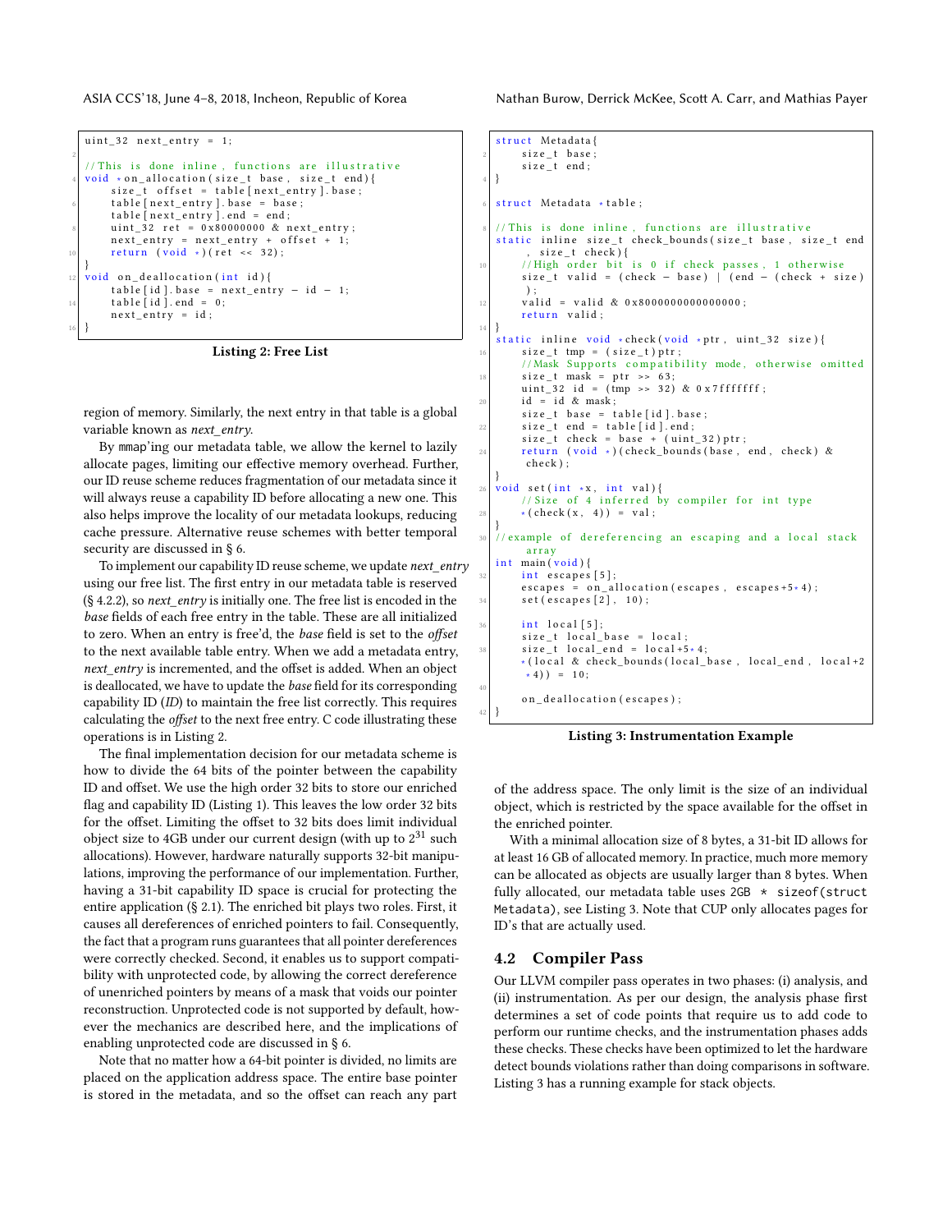```c
uint_32 next_entry = 1;

//This is done inline, functions are illustrative
void *on_allocation(size_t base, size_t end){
    size_t offset = table[next_entry].base;
    table[next_entry].base = base;
    table[next_entry].end = end;
    uint_32 ret = 0x80000000 & next_entry;
    next_entry = next_entry + offset + 1;
    return (void *)(ret << 32);
}
void on_deallocation(int id){
    table[id].base = next_entry - id - 1;
    table[id].end = 0;
    next_entry = id;
}
```

**Listing 2: Free List**

region of memory. Similarly, the next entry in that table is a global variable known as *next_entry*.

By mmap'ing our metadata table, we allow the kernel to lazily allocate pages, limiting our effective memory overhead. Further, our ID reuse scheme reduces fragmentation of our metadata since it will always reuse a capability ID before allocating a new one. This also helps improve the locality of our metadata lookups, reducing cache pressure. Alternative reuse schemes with better temporal security are discussed in § 6.

To implement our capability ID reuse scheme, we update *next_entry* using our free list. The first entry in our metadata table is reserved (§ 4.2.2), so *next_entry* is initially one. The free list is encoded in the *base* fields of each free entry in the table. These are all initialized to zero. When an entry is free'd, the *base* field is set to the *offset* to the next available table entry. When we add a metadata entry, *next_entry* is incremented, and the offset is added. When an object is deallocated, we have to update the *base* field for its corresponding capability ID (*ID*) to maintain the free list correctly. This requires calculating the *offset* to the next free entry. C code illustrating these operations is in Listing 2.

The final implementation decision for our metadata scheme is how to divide the 64 bits of the pointer between the capability ID and offset. We use the high order 32 bits to store our enriched flag and capability ID (Listing 1). This leaves the low order 32 bits for the offset. Limiting the offset to 32 bits does limit individual object size to 4GB under our current design (with up to $2^{31}$ such allocations). However, hardware naturally supports 32-bit manipulations, improving the performance of our implementation. Further, having a 31-bit capability ID space is crucial for protecting the entire application (§ 2.1). The enriched bit plays two roles. First, it causes all dereferences of enriched pointers to fail. Consequently, the fact that a program runs guarantees that all pointer dereferences were correctly checked. Second, it enables us to support compatibility with unprotected code, by allowing the correct dereference of unenriched pointers by means of a mask that voids our pointer reconstruction. Unprotected code is not supported by default, however the mechanics are described here, and the implications of enabling unprotected code are discussed in § 6.

Note that no matter how a 64-bit pointer is divided, no limits are placed on the application address space. The entire base pointer is stored in the metadata, and so the offset can reach any part

```c
struct Metadata{
    size_t base;
    size_t end;
}

struct Metadata *table;

//This is done inline, functions are illustrative
static inline size_t check_bounds(size_t base, size_t end
    , size_t check){
    //High order bit is 0 if check passes, 1 otherwise
    size_t valid = (check - base) | (end - (check + size)
    );
    valid = valid & 0x8000000000000000;
    return valid;
}
static inline void *check(void *ptr, uint_32 size){
    size_t tmp = (size_t)ptr;
    //Mask Supports compatibility mode, otherwise omitted
    size_t mask = ptr >> 63;
    uint_32 id = (tmp >> 32) & 0x7fffffff;
    id = id & mask;
    size_t base = table[id].base;
    size_t end = table[id].end;
    size_t check = base + (uint_32)ptr;
    return (void *)(check_bounds(base, end, check) &
    check);
}
void set(int *x, int val){
    //Size of 4 inferred by compiler for int type
    *(check(x, 4)) = val;
}
//example of dereferencing an escaping and a local stack
    array
int main(void){
    int escapes[5];
    escapes = on_allocation(escapes, escapes+5*4);
    set(escapes[2], 10);

    int local[5];
    size_t local_base = local;
    size_t local_end = local+5*4;
    *(local & check_bounds(local_base, local_end, local+2
    *4)) = 10;

    on_deallocation(escapes);
}
```

**Listing 3: Instrumentation Example**

of the address space. The only limit is the size of an individual object, which is restricted by the space available for the offset in the enriched pointer.

With a minimal allocation size of 8 bytes, a 31-bit ID allows for at least 16 GB of allocated memory. In practice, much more memory can be allocated as objects are usually larger than 8 bytes. When fully allocated, our metadata table uses `2GB * sizeof(struct Metadata)`, see Listing 3. Note that CUP only allocates pages for ID's that are actually used.

## 4.2 Compiler Pass

Our LLVM compiler pass operates in two phases: (i) analysis, and (ii) instrumentation. As per our design, the analysis phase first determines a set of code points that require us to add code to perform our runtime checks, and the instrumentation phases adds these checks. These checks have been optimized to let the hardware detect bounds violations rather than doing comparisons in software. Listing 3 has a running example for stack objects.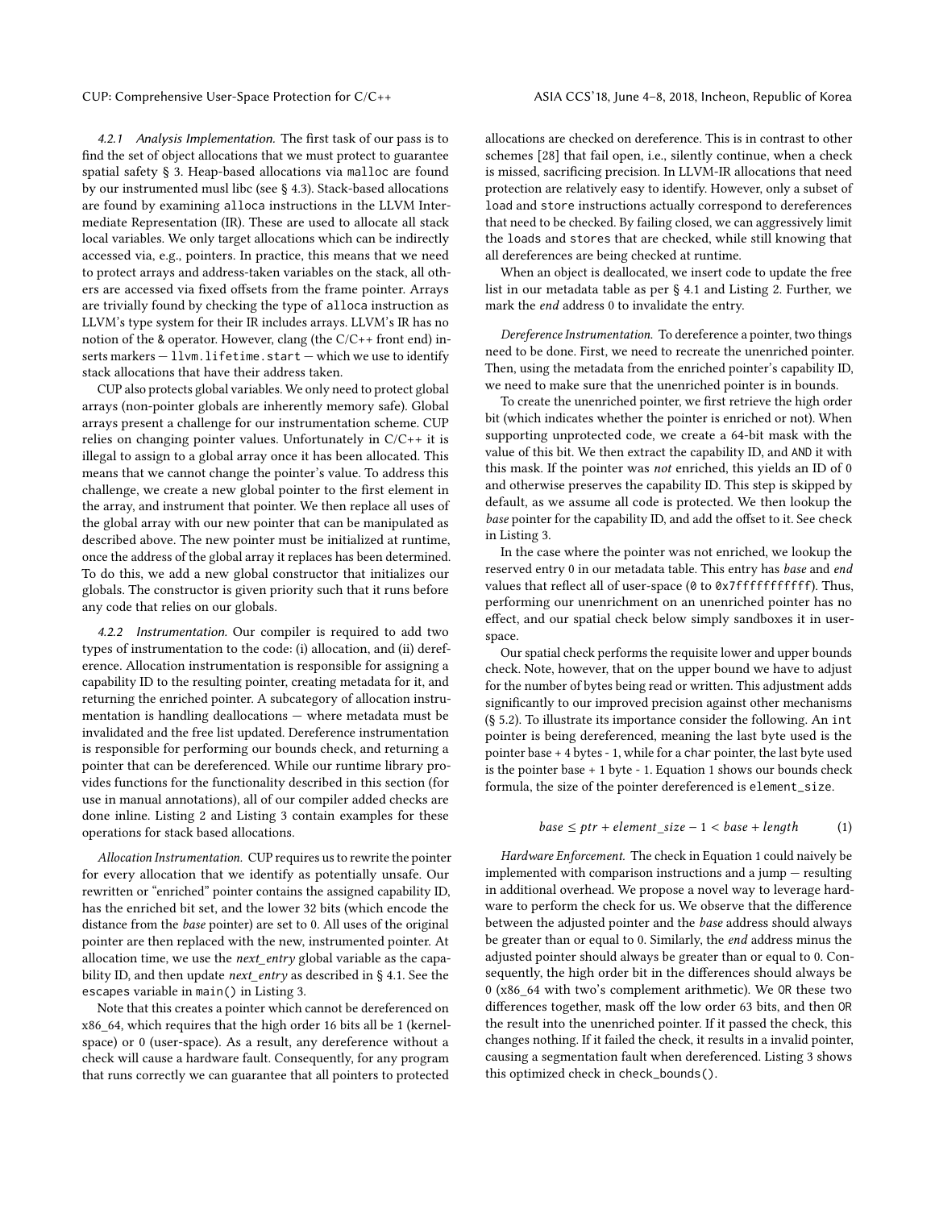*4.2.1 Analysis Implementation.* The first task of our pass is to find the set of object allocations that we must protect to guarantee spatial safety § 3. Heap-based allocations via `malloc` are found by our instrumented musl libc (see § 4.3). Stack-based allocations are found by examining `alloca` instructions in the LLVM Intermediate Representation (IR). These are used to allocate all stack local variables. We only target allocations which can be indirectly accessed via, e.g., pointers. In practice, this means that we need to protect arrays and address-taken variables on the stack, all others are accessed via fixed offsets from the frame pointer. Arrays are trivially found by checking the type of `alloca` instruction as LLVM's type system for their IR includes arrays. LLVM's IR has no notion of the `&` operator. However, clang (the C/C++ front end) inserts markers — `llvm.lifetime.start` — which we use to identify stack allocations that have their address taken.

CUP also protects global variables. We only need to protect global arrays (non-pointer globals are inherently memory safe). Global arrays present a challenge for our instrumentation scheme. CUP relies on changing pointer values. Unfortunately in C/C++ it is illegal to assign to a global array once it has been allocated. This means that we cannot change the pointer's value. To address this challenge, we create a new global pointer to the first element in the array, and instrument that pointer. We then replace all uses of the global array with our new pointer that can be manipulated as described above. The new pointer must be initialized at runtime, once the address of the global array it replaces has been determined. To do this, we add a new global constructor that initializes our globals. The constructor is given priority such that it runs before any code that relies on our globals.

*4.2.2 Instrumentation.* Our compiler is required to add two types of instrumentation to the code: (i) allocation, and (ii) dereference. Allocation instrumentation is responsible for assigning a capability ID to the resulting pointer, creating metadata for it, and returning the enriched pointer. A subcategory of allocation instrumentation is handling deallocations — where metadata must be invalidated and the free list updated. Dereference instrumentation is responsible for performing our bounds check, and returning a pointer that can be dereferenced. While our runtime library provides functions for the functionality described in this section (for use in manual annotations), all of our compiler added checks are done inline. Listing 2 and Listing 3 contain examples for these operations for stack based allocations.

*Allocation Instrumentation.* CUP requires us to rewrite the pointer for every allocation that we identify as potentially unsafe. Our rewritten or "enriched" pointer contains the assigned capability ID, has the enriched bit set, and the lower 32 bits (which encode the distance from the *base* pointer) are set to 0. All uses of the original pointer are then replaced with the new, instrumented pointer. At allocation time, we use the *next_entry* global variable as the capability ID, and then update *next_entry* as described in § 4.1. See the `escapes` variable in `main()` in Listing 3.

Note that this creates a pointer which cannot be dereferenced on x86_64, which requires that the high order 16 bits all be 1 (kernel-space) or 0 (user-space). As a result, any dereference without a check will cause a hardware fault. Consequently, for any program that runs correctly we can guarantee that all pointers to protected allocations are checked on dereference. This is in contrast to other schemes [28] that fail open, i.e., silently continue, when a check is missed, sacrificing precision. In LLVM-IR allocations that need protection are relatively easy to identify. However, only a subset of `load` and `store` instructions actually correspond to dereferences that need to be checked. By failing closed, we can aggressively limit the `loads` and `stores` that are checked, while still knowing that all dereferences are being checked at runtime.

When an object is deallocated, we insert code to update the free list in our metadata table as per § 4.1 and Listing 2. Further, we mark the *end* address 0 to invalidate the entry.

*Dereference Instrumentation.* To dereference a pointer, two things need to be done. First, we need to recreate the unenriched pointer. Then, using the metadata from the enriched pointer's capability ID, we need to make sure that the unenriched pointer is in bounds.

To create the unenriched pointer, we first retrieve the high order bit (which indicates whether the pointer is enriched or not). When supporting unprotected code, we create a 64-bit mask with the value of this bit. We then extract the capability ID, and AND it with this mask. If the pointer was *not* enriched, this yields an ID of 0 and otherwise preserves the capability ID. This step is skipped by default, as we assume all code is protected. We then lookup the *base* pointer for the capability ID, and add the offset to it. See `check` in Listing 3.

In the case where the pointer was not enriched, we lookup the reserved entry 0 in our metadata table. This entry has *base* and *end* values that reflect all of user-space (`0` to `0x7fffffffffff`). Thus, performing our unenrichment on an unenriched pointer has no effect, and our spatial check below simply sandboxes it in user-space.

Our spatial check performs the requisite lower and upper bounds check. Note, however, that on the upper bound we have to adjust for the number of bytes being read or written. This adjustment adds significantly to our improved precision against other mechanisms (§ 5.2). To illustrate its importance consider the following. An `int` pointer is being dereferenced, meaning the last byte used is the pointer base + 4 bytes - 1, while for a `char` pointer, the last byte used is the pointer base + 1 byte - 1. Equation 1 shows our bounds check formula, the size of the pointer dereferenced is `element_size`.

$$base \leq ptr + element\_size - 1 < base + length \tag{1}$$

*Hardware Enforcement.* The check in Equation 1 could naively be implemented with comparison instructions and a jump — resulting in additional overhead. We propose a novel way to leverage hardware to perform the check for us. We observe that the difference between the adjusted pointer and the *base* address should always be greater than or equal to 0. Similarly, the *end* address minus the adjusted pointer should always be greater than or equal to 0. Consequently, the high order bit in the differences should always be 0 (x86_64 with two's complement arithmetic). We `OR` these two differences together, mask off the low order 63 bits, and then `OR` the result into the unenriched pointer. If it passed the check, this changes nothing. If it failed the check, it results in a invalid pointer, causing a segmentation fault when dereferenced. Listing 3 shows this optimized check in `check_bounds()`.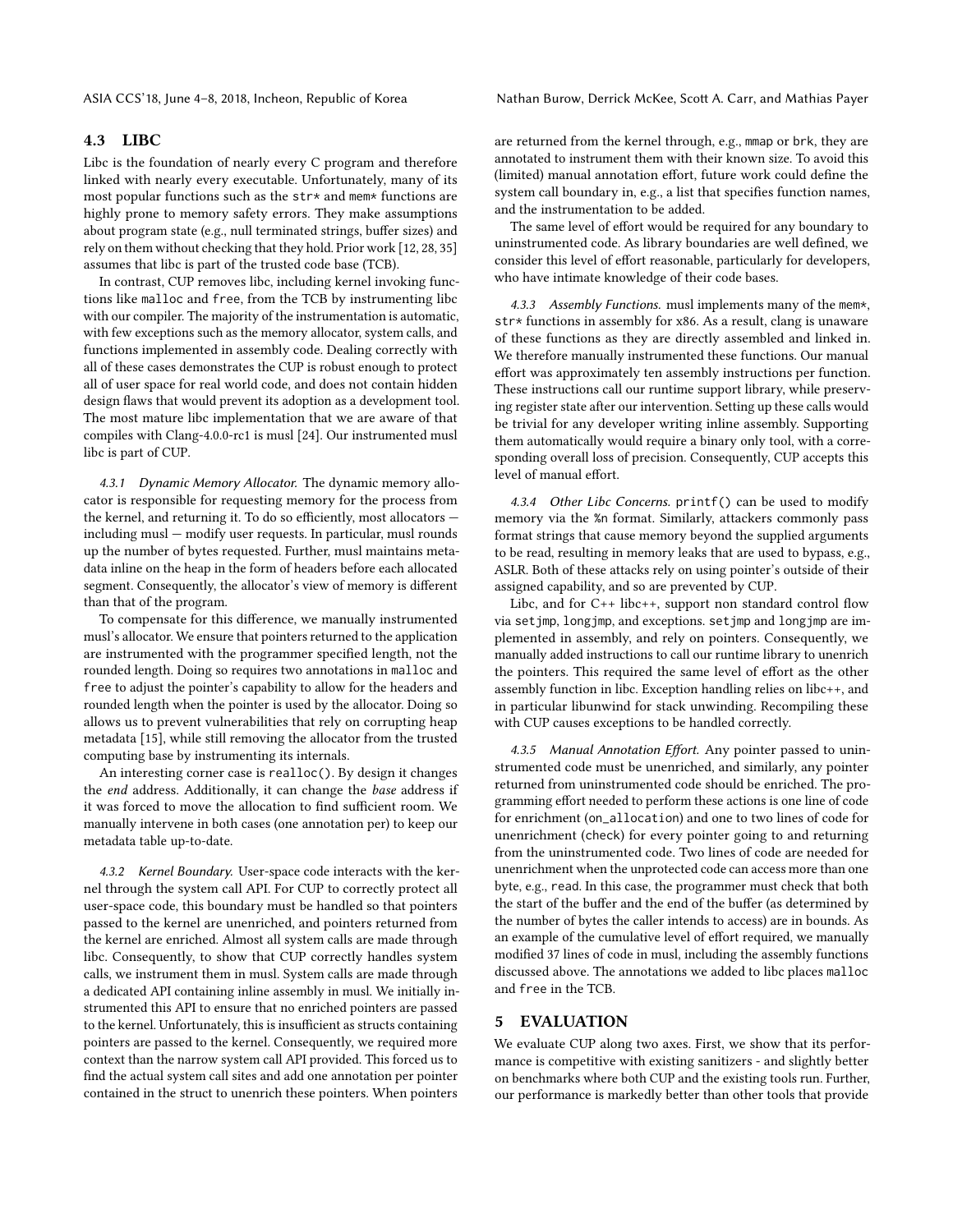## 4.3 LIBC

Libc is the foundation of nearly every C program and therefore linked with nearly every executable. Unfortunately, many of its most popular functions such as the str* and mem* functions are highly prone to memory safety errors. They make assumptions about program state (e.g., null terminated strings, buffer sizes) and rely on them without checking that they hold. Prior work [12, 28, 35] assumes that libc is part of the trusted code base (TCB).

In contrast, CUP removes libc, including kernel invoking functions like malloc and free, from the TCB by instrumenting libc with our compiler. The majority of the instrumentation is automatic, with few exceptions such as the memory allocator, system calls, and functions implemented in assembly code. Dealing correctly with all of these cases demonstrates the CUP is robust enough to protect all of user space for real world code, and does not contain hidden design flaws that would prevent its adoption as a development tool. The most mature libc implementation that we are aware of that compiles with Clang-4.0.0-rc1 is musl [24]. Our instrumented musl libc is part of CUP.

*4.3.1 Dynamic Memory Allocator.* The dynamic memory allocator is responsible for requesting memory for the process from the kernel, and returning it. To do so efficiently, most allocators — including musl — modify user requests. In particular, musl rounds up the number of bytes requested. Further, musl maintains metadata inline on the heap in the form of headers before each allocated segment. Consequently, the allocator's view of memory is different than that of the program.

To compensate for this difference, we manually instrumented musl's allocator. We ensure that pointers returned to the application are instrumented with the programmer specified length, not the rounded length. Doing so requires two annotations in malloc and free to adjust the pointer's capability to allow for the headers and rounded length when the pointer is used by the allocator. Doing so allows us to prevent vulnerabilities that rely on corrupting heap metadata [15], while still removing the allocator from the trusted computing base by instrumenting its internals.

An interesting corner case is realloc(). By design it changes the *end* address. Additionally, it can change the *base* address if it was forced to move the allocation to find sufficient room. We manually intervene in both cases (one annotation per) to keep our metadata table up-to-date.

*4.3.2 Kernel Boundary.* User-space code interacts with the kernel through the system call API. For CUP to correctly protect all user-space code, this boundary must be handled so that pointers passed to the kernel are unenriched, and pointers returned from the kernel are enriched. Almost all system calls are made through libc. Consequently, to show that CUP correctly handles system calls, we instrument them in musl. System calls are made through a dedicated API containing inline assembly in musl. We initially instrumented this API to ensure that no enriched pointers are passed to the kernel. Unfortunately, this is insufficient as structs containing pointers are passed to the kernel. Consequently, we required more context than the narrow system call API provided. This forced us to find the actual system call sites and add one annotation per pointer contained in the struct to unenrich these pointers. When pointers are returned from the kernel through, e.g., mmap or brk, they are annotated to instrument them with their known size. To avoid this (limited) manual annotation effort, future work could define the system call boundary in, e.g., a list that specifies function names, and the instrumentation to be added.

The same level of effort would be required for any boundary to uninstrumented code. As library boundaries are well defined, we consider this level of effort reasonable, particularly for developers, who have intimate knowledge of their code bases.

*4.3.3 Assembly Functions.* musl implements many of the mem*, str* functions in assembly for x86. As a result, clang is unaware of these functions as they are directly assembled and linked in. We therefore manually instrumented these functions. Our manual effort was approximately ten assembly instructions per function. These instructions call our runtime support library, while preserving register state after our intervention. Setting up these calls would be trivial for any developer writing inline assembly. Supporting them automatically would require a binary only tool, with a corresponding overall loss of precision. Consequently, CUP accepts this level of manual effort.

*4.3.4 Other Libc Concerns.* printf() can be used to modify memory via the %n format. Similarly, attackers commonly pass format strings that cause memory beyond the supplied arguments to be read, resulting in memory leaks that are used to bypass, e.g., ASLR. Both of these attacks rely on using pointer's outside of their assigned capability, and so are prevented by CUP.

Libc, and for C++ libc++, support non standard control flow via setjmp, longjmp, and exceptions. setjmp and longjmp are implemented in assembly, and rely on pointers. Consequently, we manually added instructions to call our runtime library to unenrich the pointers. This required the same level of effort as the other assembly function in libc. Exception handling relies on libc++, and in particular libunwind for stack unwinding. Recompiling these with CUP causes exceptions to be handled correctly.

*4.3.5 Manual Annotation Effort.* Any pointer passed to uninstrumented code must be unenriched, and similarly, any pointer returned from uninstrumented code should be enriched. The programming effort needed to perform these actions is one line of code for enrichment (on_allocation) and one to two lines of code for unenrichment (check) for every pointer going to and returning from the uninstrumented code. Two lines of code are needed for unenrichment when the unprotected code can access more than one byte, e.g., read. In this case, the programmer must check that both the start of the buffer and the end of the buffer (as determined by the number of bytes the caller intends to access) are in bounds. As an example of the cumulative level of effort required, we manually modified 37 lines of code in musl, including the assembly functions discussed above. The annotations we added to libc places malloc and free in the TCB.

# 5 EVALUATION

We evaluate CUP along two axes. First, we show that its performance is competitive with existing sanitizers - and slightly better on benchmarks where both CUP and the existing tools run. Further, our performance is markedly better than other tools that provide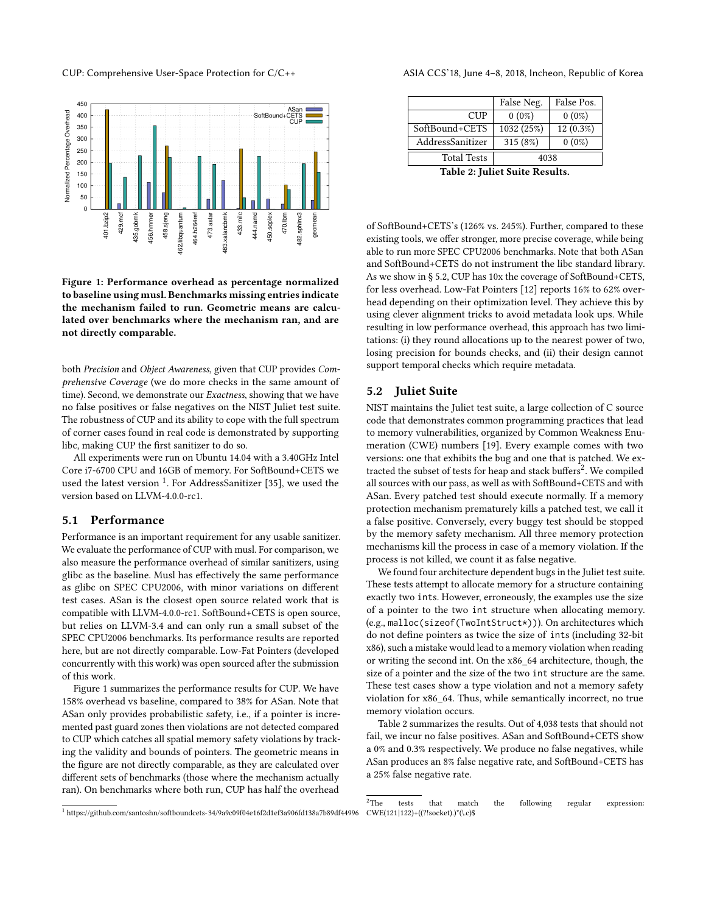Figure 1: Performance overhead as percentage normalized to baseline using musl. Benchmarks missing entries indicate the mechanism failed to run. Geometric means are calculated over benchmarks where the mechanism ran, and are not directly comparable.

both *Precision* and *Object Awareness*, given that CUP provides *Comprehensive Coverage* (we do more checks in the same amount of time). Second, we demonstrate our *Exactness*, showing that we have no false positives or false negatives on the NIST Juliet test suite. The robustness of CUP and its ability to cope with the full spectrum of corner cases found in real code is demonstrated by supporting libc, making CUP the first sanitizer to do so.

All experiments were run on Ubuntu 14.04 with a 3.40GHz Intel Core i7-6700 CPU and 16GB of memory. For SoftBound+CETS we used the latest version [1]. For AddressSanitizer [35], we used the version based on LLVM-4.0.0-rc1.

## 5.1 Performance

Performance is an important requirement for any usable sanitizer. We evaluate the performance of CUP with musl. For comparison, we also measure the performance overhead of similar sanitizers, using glibc as the baseline. Musl has effectively the same performance as glibc on SPEC CPU2006, with minor variations on different test cases. ASan is the closest open source related work that is compatible with LLVM-4.0.0-rc1. SoftBound+CETS is open source, but relies on LLVM-3.4 and can only run a small subset of the SPEC CPU2006 benchmarks. Its performance results are reported here, but are not directly comparable. Low-Fat Pointers (developed concurrently with this work) was open sourced after the submission of this work.

Figure 1 summarizes the performance results for CUP. We have 158% overhead vs baseline, compared to 38% for ASan. Note that ASan only provides probabilistic safety, i.e., if a pointer is incremented past guard zones then violations are not detected compared to CUP which catches all spatial memory safety violations by tracking the validity and bounds of pointers. The geometric means in the figure are not directly comparable, as they are calculated over different sets of benchmarks (those where the mechanism actually ran). On benchmarks where both run, CUP has half the overhead of SoftBound+CETS's (126% vs. 245%). Further, compared to these existing tools, we offer stronger, more precise coverage, while being able to run more SPEC CPU2006 benchmarks. Note that both ASan and SoftBound+CETS do not instrument the libc standard library. As we show in § 5.2, CUP has 10x the coverage of SoftBound+CETS, for less overhead. Low-Fat Pointers [12] reports 16% to 62% overhead depending on their optimization level. They achieve this by using clever alignment tricks to avoid metadata look ups. While resulting in low performance overhead, this approach has two limitations: (i) they round allocations up to the nearest power of two, losing precision for bounds checks, and (ii) their design cannot support temporal checks which require metadata.

[1] https://github.com/santoshn/softboundcets-34/9a9c09f04e16f2d1ef3a906fd138a7b89df44996

| | False Neg. | False Pos. |
|---|---|---|
| CUP | 0 (0%) | 0 (0%) |
| SoftBound+CETS | 1032 (25%) | 12 (0.3%) |
| AddressSanitizer | 315 (8%) | 0 (0%) |
| Total Tests | 4038 | |

Table 2: Juliet Suite Results.

## 5.2 Juliet Suite

NIST maintains the Juliet test suite, a large collection of C source code that demonstrates common programming practices that lead to memory vulnerabilities, organized by Common Weakness Enumeration (CWE) numbers [19]. Every example comes with two versions: one that exhibits the bug and one that is patched. We extracted the subset of tests for heap and stack buffers[2]. We compiled all sources with our pass, as well as with SoftBound+CETS and with ASan. Every patched test should execute normally. If a memory protection mechanism prematurely kills a patched test, we call it a false positive. Conversely, every buggy test should be stopped by the memory safety mechanism. All three memory protection mechanisms kill the process in case of a memory violation. If the process is not killed, we count it as false negative.

We found four architecture dependent bugs in the Juliet test suite. These tests attempt to allocate memory for a structure containing exactly two ints. However, erroneously, the examples use the size of a pointer to the two int structure when allocating memory. (e.g., malloc(sizeof(TwoIntStruct*))). On architectures which do not define pointers as twice the size of ints (including 32-bit x86), such a mistake would lead to a memory violation when reading or writing the second int. On the x86_64 architecture, though, the size of a pointer and the size of the two int structure are the same. These test cases show a type violation and not a memory safety violation for x86_64. Thus, while semantically incorrect, no true memory violation occurs.

Table 2 summarizes the results. Out of 4,038 tests that should not fail, we incur no false positives. ASan and SoftBound+CETS show a 0% and 0.3% respectively. We produce no false negatives, while ASan produces an 8% false negative rate, and SoftBound+CETS has a 25% false negative rate.

[2] The tests that match the following regular expression: CWE(121|122)+((?!socket).)*(\.c)$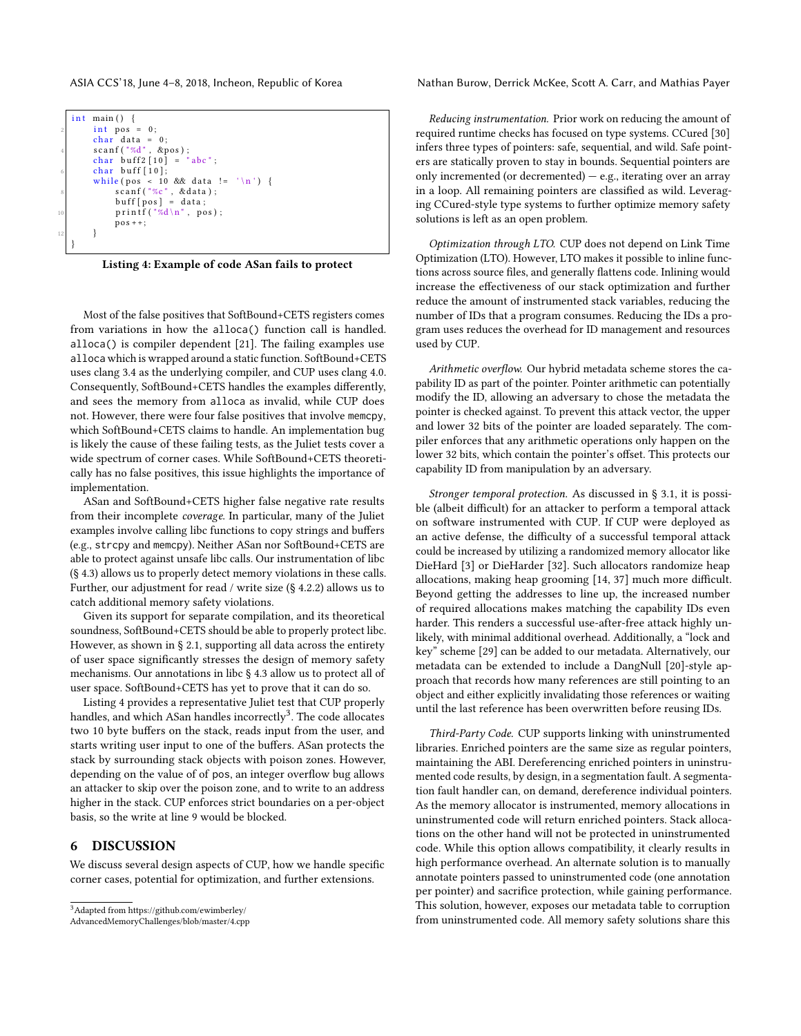```
int main() {
    int pos = 0;
    char data = 0;
    scanf("%d", &pos);
    char buff2[10] = "abc";
    char buff[10];
    while(pos < 10 && data != '\n') {
        scanf("%c", &data);
        buff[pos] = data;
        printf("%d\n", pos);
        pos++;
    }
}
```

**Listing 4: Example of code ASan fails to protect**

Most of the false positives that SoftBound+CETS registers comes from variations in how the `alloca()` function call is handled. `alloca()` is compiler dependent [21]. The failing examples use `alloca` which is wrapped around a static function. SoftBound+CETS uses clang 3.4 as the underlying compiler, and CUP uses clang 4.0. Consequently, SoftBound+CETS handles the examples differently, and sees the memory from `alloca` as invalid, while CUP does not. However, there were four false positives that involve `memcpy`, which SoftBound+CETS claims to handle. An implementation bug is likely the cause of these failing tests, as the Juliet tests cover a wide spectrum of corner cases. While SoftBound+CETS theoretically has no false positives, this issue highlights the importance of implementation.

ASan and SoftBound+CETS higher false negative rate results from their incomplete *coverage*. In particular, many of the Juliet examples involve calling libc functions to copy strings and buffers (e.g., `strcpy` and `memcpy`). Neither ASan nor SoftBound+CETS are able to protect against unsafe libc calls. Our instrumentation of libc (§ 4.3) allows us to properly detect memory violations in these calls. Further, our adjustment for read / write size (§ 4.2.2) allows us to catch additional memory safety violations.

Given its support for separate compilation, and its theoretical soundness, SoftBound+CETS should be able to properly protect libc. However, as shown in § 2.1, supporting all data across the entirety of user space significantly stresses the design of memory safety mechanisms. Our annotations in libc § 4.3 allow us to protect all of user space. SoftBound+CETS has yet to prove that it can do so.

Listing 4 provides a representative Juliet test that CUP properly handles, and which ASan handles incorrectly[3]. The code allocates two 10 byte buffers on the stack, reads input from the user, and starts writing user input to one of the buffers. ASan protects the stack by surrounding stack objects with poison zones. However, depending on the value of of `pos`, an integer overflow bug allows an attacker to skip over the poison zone, and to write to an address higher in the stack. CUP enforces strict boundaries on a per-object basis, so the write at line 9 would be blocked.

## 6 DISCUSSION

We discuss several design aspects of CUP, how we handle specific corner cases, potential for optimization, and further extensions.

*Reducing instrumentation.* Prior work on reducing the amount of required runtime checks has focused on type systems. CCured [30] infers three types of pointers: safe, sequential, and wild. Safe pointers are statically proven to stay in bounds. Sequential pointers are only incremented (or decremented) — e.g., iterating over an array in a loop. All remaining pointers are classified as wild. Leveraging CCured-style type systems to further optimize memory safety solutions is left as an open problem.

*Optimization through LTO.* CUP does not depend on Link Time Optimization (LTO). However, LTO makes it possible to inline functions across source files, and generally flattens code. Inlining would increase the effectiveness of our stack optimization and further reduce the amount of instrumented stack variables, reducing the number of IDs that a program consumes. Reducing the IDs a program uses reduces the overhead for ID management and resources used by CUP.

*Arithmetic overflow.* Our hybrid metadata scheme stores the capability ID as part of the pointer. Pointer arithmetic can potentially modify the ID, allowing an adversary to chose the metadata the pointer is checked against. To prevent this attack vector, the upper and lower 32 bits of the pointer are loaded separately. The compiler enforces that any arithmetic operations only happen on the lower 32 bits, which contain the pointer's offset. This protects our capability ID from manipulation by an adversary.

*Stronger temporal protection.* As discussed in § 3.1, it is possible (albeit difficult) for an attacker to perform a temporal attack on software instrumented with CUP. If CUP were deployed as an active defense, the difficulty of a successful temporal attack could be increased by utilizing a randomized memory allocator like DieHard [3] or DieHarder [32]. Such allocators randomize heap allocations, making heap grooming [14, 37] much more difficult. Beyond getting the addresses to line up, the increased number of required allocations makes matching the capability IDs even harder. This renders a successful use-after-free attack highly unlikely, with minimal additional overhead. Additionally, a "lock and key" scheme [29] can be added to our metadata. Alternatively, our metadata can be extended to include a DangNull [20]-style approach that records how many references are still pointing to an object and either explicitly invalidating those references or waiting until the last reference has been overwritten before reusing IDs.

*Third-Party Code.* CUP supports linking with uninstrumented libraries. Enriched pointers are the same size as regular pointers, maintaining the ABI. Dereferencing enriched pointers in uninstrumented code results, by design, in a segmentation fault. A segmentation fault handler can, on demand, dereference individual pointers. As the memory allocator is instrumented, memory allocations in uninstrumented code will return enriched pointers. Stack allocations on the other hand will not be protected in uninstrumented code. While this option allows compatibility, it clearly results in high performance overhead. An alternate solution is to manually annotate pointers passed to uninstrumented code (one annotation per pointer) and sacrifice protection, while gaining performance. This solution, however, exposes our metadata table to corruption from uninstrumented code. All memory safety solutions share this

[3] Adapted from https://github.com/ewimberley/AdvancedMemoryChallenges/blob/master/4.cpp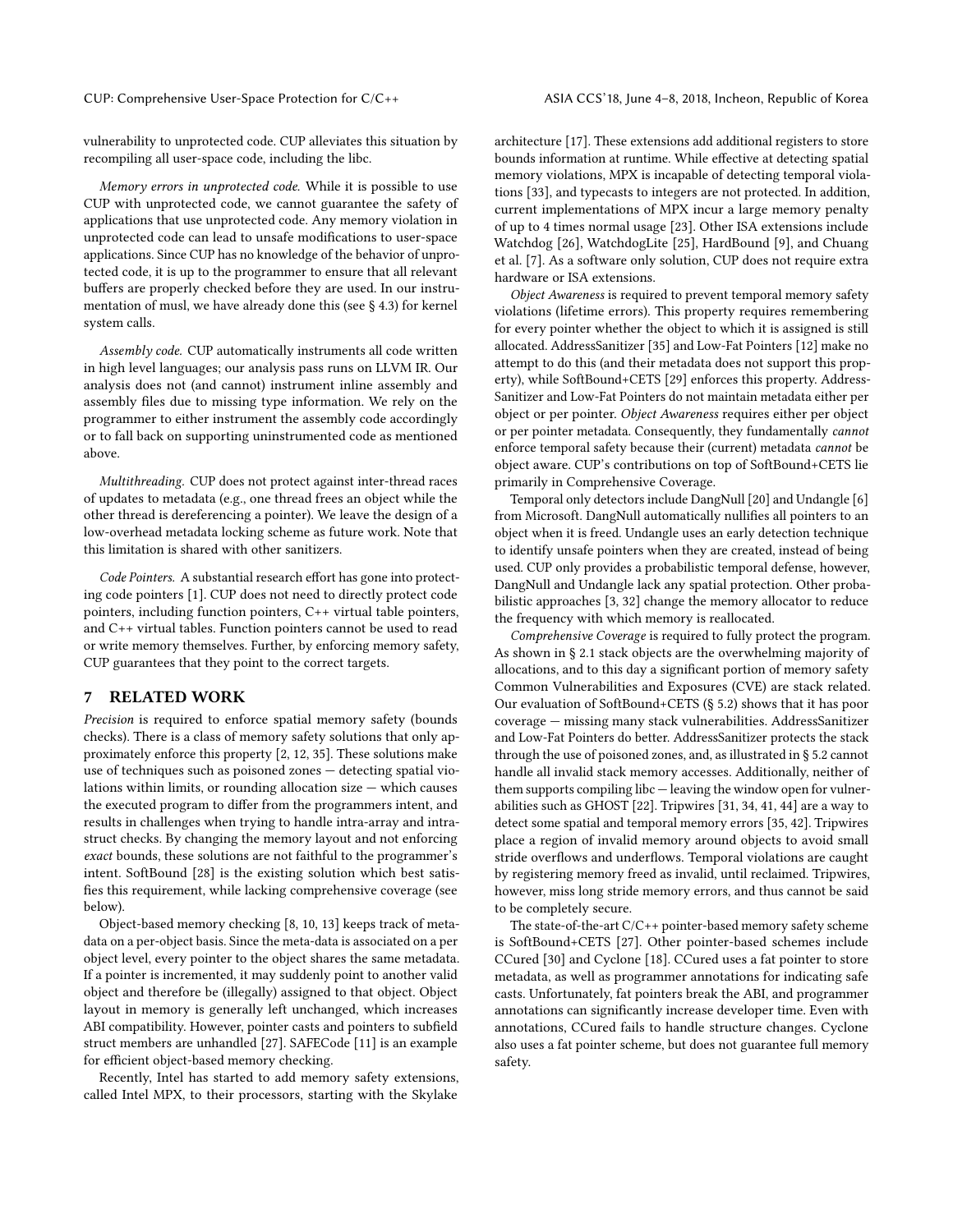vulnerability to unprotected code. CUP alleviates this situation by recompiling all user-space code, including the libc.

*Memory errors in unprotected code.* While it is possible to use CUP with unprotected code, we cannot guarantee the safety of applications that use unprotected code. Any memory violation in unprotected code can lead to unsafe modifications to user-space applications. Since CUP has no knowledge of the behavior of unprotected code, it is up to the programmer to ensure that all relevant buffers are properly checked before they are used. In our instrumentation of musl, we have already done this (see § 4.3) for kernel system calls.

*Assembly code.* CUP automatically instruments all code written in high level languages; our analysis pass runs on LLVM IR. Our analysis does not (and cannot) instrument inline assembly and assembly files due to missing type information. We rely on the programmer to either instrument the assembly code accordingly or to fall back on supporting uninstrumented code as mentioned above.

*Multithreading.* CUP does not protect against inter-thread races of updates to metadata (e.g., one thread frees an object while the other thread is dereferencing a pointer). We leave the design of a low-overhead metadata locking scheme as future work. Note that this limitation is shared with other sanitizers.

*Code Pointers.* A substantial research effort has gone into protecting code pointers [1]. CUP does not need to directly protect code pointers, including function pointers, C++ virtual table pointers, and C++ virtual tables. Function pointers cannot be used to read or write memory themselves. Further, by enforcing memory safety, CUP guarantees that they point to the correct targets.

## 7 RELATED WORK

*Precision* is required to enforce spatial memory safety (bounds checks). There is a class of memory safety solutions that only approximately enforce this property [2, 12, 35]. These solutions make use of techniques such as poisoned zones — detecting spatial violations within limits, or rounding allocation size — which causes the executed program to differ from the programmers intent, and results in challenges when trying to handle intra-array and intra-struct checks. By changing the memory layout and not enforcing *exact* bounds, these solutions are not faithful to the programmer's intent. SoftBound [28] is the existing solution which best satisfies this requirement, while lacking comprehensive coverage (see below).

Object-based memory checking [8, 10, 13] keeps track of metadata on a per-object basis. Since the meta-data is associated on a per object level, every pointer to the object shares the same metadata. If a pointer is incremented, it may suddenly point to another valid object and therefore be (illegally) assigned to that object. Object layout in memory is generally left unchanged, which increases ABI compatibility. However, pointer casts and pointers to subfield struct members are unhandled [27]. SAFECode [11] is an example for efficient object-based memory checking.

Recently, Intel has started to add memory safety extensions, called Intel MPX, to their processors, starting with the Skylake architecture [17]. These extensions add additional registers to store bounds information at runtime. While effective at detecting spatial memory violations, MPX is incapable of detecting temporal violations [33], and typecasts to integers are not protected. In addition, current implementations of MPX incur a large memory penalty of up to 4 times normal usage [23]. Other ISA extensions include Watchdog [26], WatchdogLite [25], HardBound [9], and Chuang et al. [7]. As a software only solution, CUP does not require extra hardware or ISA extensions.

*Object Awareness* is required to prevent temporal memory safety violations (lifetime errors). This property requires remembering for every pointer whether the object to which it is assigned is still allocated. AddressSanitizer [35] and Low-Fat Pointers [12] make no attempt to do this (and their metadata does not support this property), while SoftBound+CETS [29] enforces this property. AddressSanitizer and Low-Fat Pointers do not maintain metadata either per object or per pointer. *Object Awareness* requires either per object or per pointer metadata. Consequently, they fundamentally *cannot* enforce temporal safety because their (current) metadata *cannot* be object aware. CUP's contributions on top of SoftBound+CETS lie primarily in Comprehensive Coverage.

Temporal only detectors include DangNull [20] and Undangle [6] from Microsoft. DangNull automatically nullifies all pointers to an object when it is freed. Undangle uses an early detection technique to identify unsafe pointers when they are created, instead of being used. CUP only provides a probabilistic temporal defense, however, DangNull and Undangle lack any spatial protection. Other probabilistic approaches [3, 32] change the memory allocator to reduce the frequency with which memory is reallocated.

*Comprehensive Coverage* is required to fully protect the program. As shown in § 2.1 stack objects are the overwhelming majority of allocations, and to this day a significant portion of memory safety Common Vulnerabilities and Exposures (CVE) are stack related. Our evaluation of SoftBound+CETS (§ 5.2) shows that it has poor coverage — missing many stack vulnerabilities. AddressSanitizer and Low-Fat Pointers do better. AddressSanitizer protects the stack through the use of poisoned zones, and, as illustrated in § 5.2 cannot handle all invalid stack memory accesses. Additionally, neither of them supports compiling libc — leaving the window open for vulnerabilities such as GHOST [22]. Tripwires [31, 34, 41, 44] are a way to detect some spatial and temporal memory errors [35, 42]. Tripwires place a region of invalid memory around objects to avoid small stride overflows and underflows. Temporal violations are caught by registering memory freed as invalid, until reclaimed. Tripwires, however, miss long stride memory errors, and thus cannot be said to be completely secure.

The state-of-the-art C/C++ pointer-based memory safety scheme is SoftBound+CETS [27]. Other pointer-based schemes include CCured [30] and Cyclone [18]. CCured uses a fat pointer to store metadata, as well as programmer annotations for indicating safe casts. Unfortunately, fat pointers break the ABI, and programmer annotations can significantly increase developer time. Even with annotations, CCured fails to handle structure changes. Cyclone also uses a fat pointer scheme, but does not guarantee full memory safety.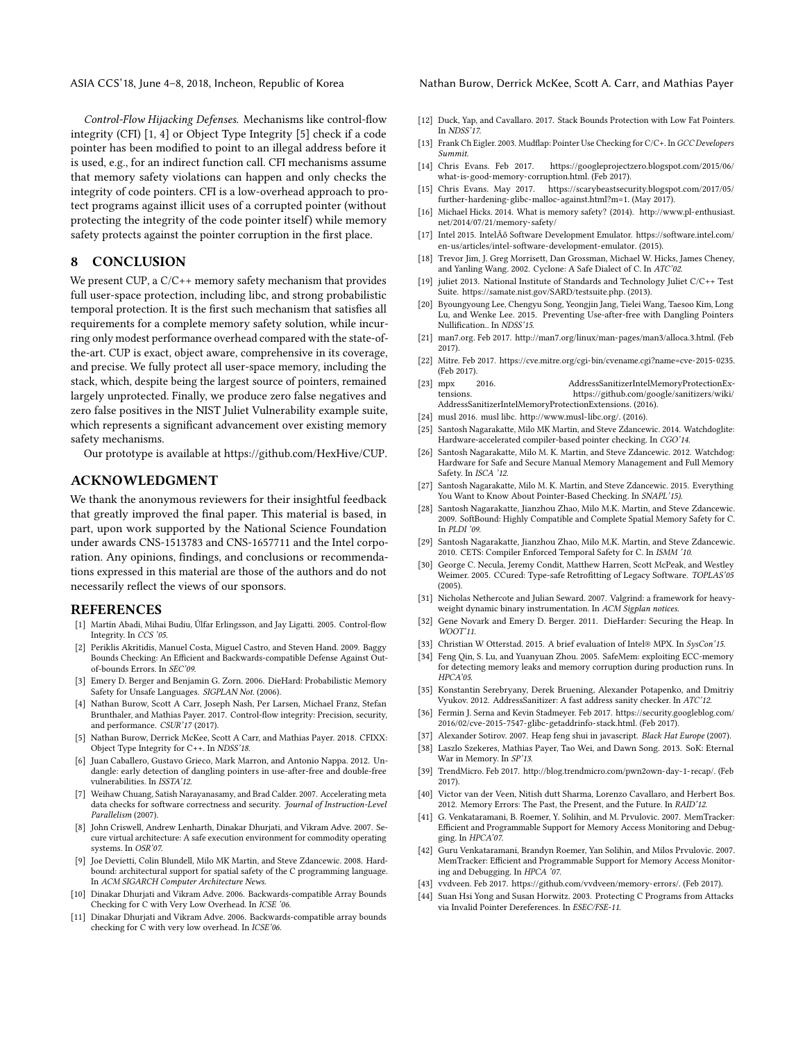*Control-Flow Hijacking Defenses.* Mechanisms like control-flow integrity (CFI) [1, 4] or Object Type Integrity [5] check if a code pointer has been modified to point to an illegal address before it is used, e.g., for an indirect function call. CFI mechanisms assume that memory safety violations can happen and only checks the integrity of code pointers. CFI is a low-overhead approach to protect programs against illicit uses of a corrupted pointer (without protecting the integrity of the code pointer itself) while memory safety protects against the pointer corruption in the first place.

## 8 CONCLUSION

We present CUP, a C/C++ memory safety mechanism that provides full user-space protection, including libc, and strong probabilistic temporal protection. It is the first such mechanism that satisfies all requirements for a complete memory safety solution, while incurring only modest performance overhead compared with the state-of-the-art. CUP is exact, object aware, comprehensive in its coverage, and precise. We fully protect all user-space memory, including the stack, which, despite being the largest source of pointers, remained largely unprotected. Finally, we produce zero false negatives and zero false positives in the NIST Juliet Vulnerability example suite, which represents a significant advancement over existing memory safety mechanisms.

Our prototype is available at https://github.com/HexHive/CUP.

## ACKNOWLEDGMENT

We thank the anonymous reviewers for their insightful feedback that greatly improved the final paper. This material is based, in part, upon work supported by the National Science Foundation under awards CNS-1513783 and CNS-1657711 and the Intel corporation. Any opinions, findings, and conclusions or recommendations expressed in this material are those of the authors and do not necessarily reflect the views of our sponsors.

## REFERENCES

- [1] Martín Abadi, Mihai Budiu, Úlfar Erlingsson, and Jay Ligatti. 2005. Control-flow Integrity. In *CCS '05*.
- [2] Periklis Akritidis, Manuel Costa, Miguel Castro, and Steven Hand. 2009. Baggy Bounds Checking: An Efficient and Backwards-compatible Defense Against Out-of-bounds Errors. In *SEC'09*.
- [3] Emery D. Berger and Benjamin G. Zorn. 2006. DieHard: Probabilistic Memory Safety for Unsafe Languages. *SIGPLAN Not.* (2006).
- [4] Nathan Burow, Scott A Carr, Joseph Nash, Per Larsen, Michael Franz, Stefan Brunthaler, and Mathias Payer. 2017. Control-flow integrity: Precision, security, and performance. *CSUR'17* (2017).
- [5] Nathan Burow, Derrick McKee, Scott A Carr, and Mathias Payer. 2018. CFIXX: Object Type Integrity for C++. In *NDSS'18*.
- [6] Juan Caballero, Gustavo Grieco, Mark Marron, and Antonio Nappa. 2012. Undangle: early detection of dangling pointers in use-after-free and double-free vulnerabilities. In *ISSTA'12*.
- [7] Weihaw Chuang, Satish Narayanasamy, and Brad Calder. 2007. Accelerating meta data checks for software correctness and security. *Journal of Instruction-Level Parallelism* (2007).
- [8] John Criswell, Andrew Lenharth, Dinakar Dhurjati, and Vikram Adve. 2007. Secure virtual architecture: A safe execution environment for commodity operating systems. In *OSR'07*.
- [9] Joe Devietti, Colin Blundell, Milo MK Martin, and Steve Zdancewic. 2008. Hardbound: architectural support for spatial safety of the C programming language. In *ACM SIGARCH Computer Architecture News*.
- [10] Dinakar Dhurjati and Vikram Adve. 2006. Backwards-compatible Array Bounds Checking for C with Very Low Overhead. In *ICSE '06*.
- [11] Dinakar Dhurjati and Vikram Adve. 2006. Backwards-compatible array bounds checking for C with very low overhead. In *ICSE'06*.
- [12] Duck, Yap, and Cavallaro. 2017. Stack Bounds Protection with Low Fat Pointers. In *NDSS'17*.
- [13] Frank Ch Eigler. 2003. Mudflap: Pointer Use Checking for C/C+. In *GCC Developers Summit*.
- [14] Chris Evans. Feb 2017. https://googleprojectzero.blogspot.com/2015/06/what-is-good-memory-corruption.html. (Feb 2017).
- [15] Chris Evans. May 2017. https://scarybeastsecurity.blogspot.com/2017/05/further-hardening-glibc-malloc-against.html?m=1. (May 2017).
- [16] Michael Hicks. 2014. What is memory safety? (2014). http://www.pl-enthusiast.net/2014/07/21/memory-safety/
- [17] Intel 2015. IntelÂő Software Development Emulator. https://software.intel.com/en-us/articles/intel-software-development-emulator. (2015).
- [18] Trevor Jim, J. Greg Morrisett, Dan Grossman, Michael W. Hicks, James Cheney, and Yanling Wang. 2002. Cyclone: A Safe Dialect of C. In *ATC'02*.
- [19] juliet 2013. National Institute of Standards and Technology Juliet C/C++ Test Suite. https://samate.nist.gov/SARD/testsuite.php. (2013).
- [20] Byoungyoung Lee, Chengyu Song, Yeongjin Jang, Tielei Wang, Taesoo Kim, Long Lu, and Wenke Lee. 2015. Preventing Use-after-free with Dangling Pointers Nullification.. In *NDSS'15*.
- [21] man7.org. Feb 2017. http://man7.org/linux/man-pages/man3/alloca.3.html. (Feb 2017).
- [22] Mitre. Feb 2017. https://cve.mitre.org/cgi-bin/cvename.cgi?name=cve-2015-0235. (Feb 2017).
- [23] mpx 2016. AddressSanitizerIntelMemoryProtectionExtensions. https://github.com/google/sanitizers/wiki/AddressSanitizerIntelMemoryProtectionExtensions. (2016).
- [24] musl 2016. musl libc. http://www.musl-libc.org/. (2016).
- [25] Santosh Nagarakatte, Milo MK Martin, and Steve Zdancewic. 2014. Watchdoglite: Hardware-accelerated compiler-based pointer checking. In *CGO'14*.
- [26] Santosh Nagarakatte, Milo M. K. Martin, and Steve Zdancewic. 2012. Watchdog: Hardware for Safe and Secure Manual Memory Management and Full Memory Safety. In *ISCA '12*.
- [27] Santosh Nagarakatte, Milo M. K. Martin, and Steve Zdancewic. 2015. Everything You Want to Know About Pointer-Based Checking. In *SNAPL'15)*.
- [28] Santosh Nagarakatte, Jianzhou Zhao, Milo M.K. Martin, and Steve Zdancewic. 2009. SoftBound: Highly Compatible and Complete Spatial Memory Safety for C. In *PLDI '09*.
- [29] Santosh Nagarakatte, Jianzhou Zhao, Milo M.K. Martin, and Steve Zdancewic. 2010. CETS: Compiler Enforced Temporal Safety for C. In *ISMM '10*.
- [30] George C. Necula, Jeremy Condit, Matthew Harren, Scott McPeak, and Westley Weimer. 2005. CCured: Type-safe Retrofitting of Legacy Software. *TOPLAS'05* (2005).
- [31] Nicholas Nethercote and Julian Seward. 2007. Valgrind: a framework for heavyweight dynamic binary instrumentation. In *ACM Sigplan notices*.
- [32] Gene Novark and Emery D. Berger. 2011. DieHarder: Securing the Heap. In *WOOT'11*.
- [33] Christian W Otterstad. 2015. A brief evaluation of Intel® MPX. In *SysCon'15*.
- [34] Feng Qin, S. Lu, and Yuanyuan Zhou. 2005. SafeMem: exploiting ECC-memory for detecting memory leaks and memory corruption during production runs. In *HPCA'05*.
- [35] Konstantin Serebryany, Derek Bruening, Alexander Potapenko, and Dmitriy Vyukov. 2012. AddressSanitizer: A fast address sanity checker. In *ATC'12*.
- [36] Fermin J. Serna and Kevin Stadmeyer. Feb 2017. https://security.googleblog.com/2016/02/cve-2015-7547-glibc-getaddrinfo-stack.html. (Feb 2017).
- [37] Alexander Sotirov. 2007. Heap feng shui in javascript. *Black Hat Europe* (2007).
- [38] Laszlo Szekeres, Mathias Payer, Tao Wei, and Dawn Song. 2013. SoK: Eternal War in Memory. In *SP'13*.
- [39] TrendMicro. Feb 2017. http://blog.trendmicro.com/pwn2own-day-1-recap/. (Feb 2017).
- [40] Victor van der Veen, Nitish dutt Sharma, Lorenzo Cavallaro, and Herbert Bos. 2012. Memory Errors: The Past, the Present, and the Future. In *RAID'12*.
- [41] G. Venkataramani, B. Roemer, Y. Solihin, and M. Prvulovic. 2007. MemTracker: Efficient and Programmable Support for Memory Access Monitoring and Debugging. In *HPCA'07*.
- [42] Guru Venkataramani, Brandyn Roemer, Yan Solihin, and Milos Prvulovic. 2007. MemTracker: Efficient and Programmable Support for Memory Access Monitoring and Debugging. In *HPCA '07*.
- [43] vvdveen. Feb 2017. https://github.com/vvdveen/memory-errors/. (Feb 2017).
- [44] Suan Hsi Yong and Susan Horwitz. 2003. Protecting C Programs from Attacks via Invalid Pointer Dereferences. In *ESEC/FSE-11*.